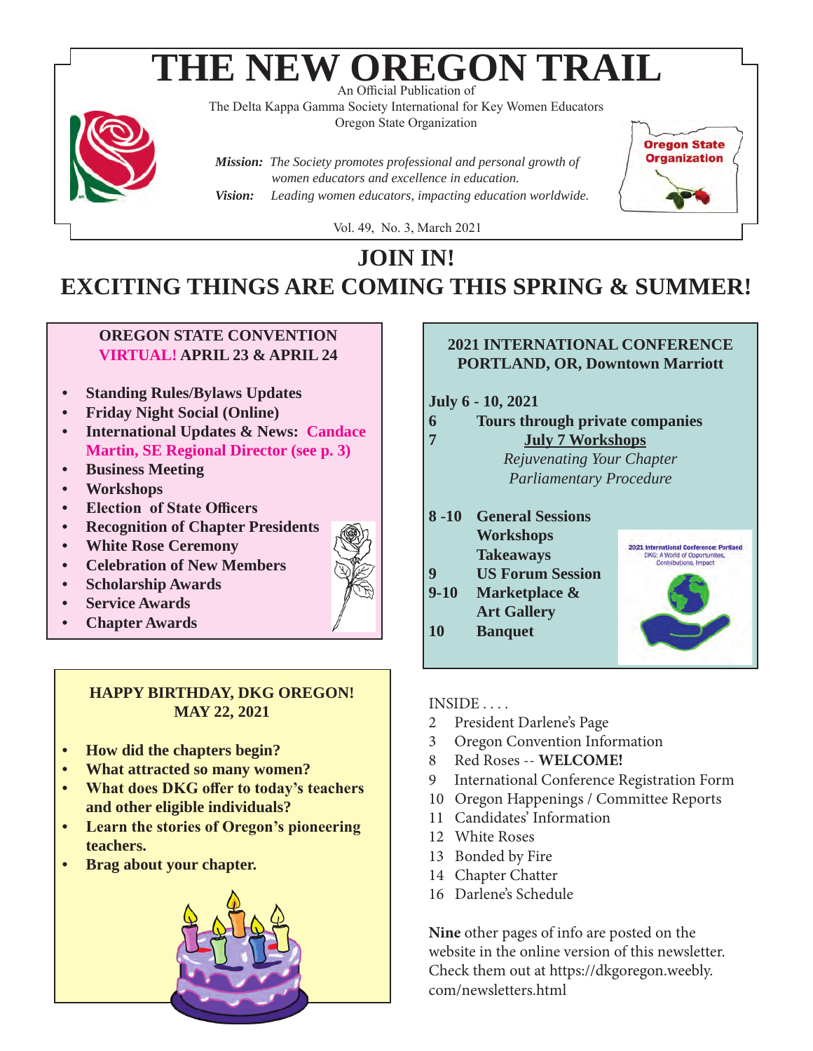# THE NEW OREGON TRAIL

An Official Publication of
The Delta Kappa Gamma Society International for Key Women Educators
Oregon State Organization

***Mission:*** *The Society promotes professional and personal growth of women educators and excellence in education.*

***Vision:*** *Leading women educators, impacting education worldwide.*

Oregon State Organization

Vol. 49, No. 3, March 2021

## JOIN IN!
## EXCITING THINGS ARE COMING THIS SPRING & SUMMER!

### OREGON STATE CONVENTION
### VIRTUAL! APRIL 23 & APRIL 24

- **Standing Rules/Bylaws Updates**
- **Friday Night Social (Online)**
- **International Updates & News: Candace Martin, SE Regional Director (see p. 3)**
- **Business Meeting**
- **Workshops**
- **Election of State Officers**
- **Recognition of Chapter Presidents**
- **White Rose Ceremony**
- **Celebration of New Members**
- **Scholarship Awards**
- **Service Awards**
- **Chapter Awards**

### HAPPY BIRTHDAY, DKG OREGON!
### MAY 22, 2021

- **How did the chapters begin?**
- **What attracted so many women?**
- **What does DKG offer to today's teachers and other eligible individuals?**
- **Learn the stories of Oregon's pioneering teachers.**
- **Brag about your chapter.**

### 2021 INTERNATIONAL CONFERENCE
### PORTLAND, OR, Downtown Marriott

**July 6 - 10, 2021**

**6** **Tours through private companies**

**7** **July 7 Workshops**
*Rejuvenating Your Chapter*
*Parliamentary Procedure*

**8 -10** **General Sessions**
**Workshops**
**Takeaways**

**9** **US Forum Session**

**9-10** **Marketplace & Art Gallery**

**10** **Banquet**

2021 International Conference: Portland
DKG: A World of Opportunites, Contributions, Impact

INSIDE . . . .

2 President Darlene's Page
3 Oregon Convention Information
8 Red Roses -- **WELCOME!**
9 International Conference Registration Form
10 Oregon Happenings / Committee Reports
11 Candidates' Information
12 White Roses
13 Bonded by Fire
14 Chapter Chatter
16 Darlene's Schedule

**Nine** other pages of info are posted on the website in the online version of this newsletter. Check them out at https://dkgoregon.weebly.com/newsletters.html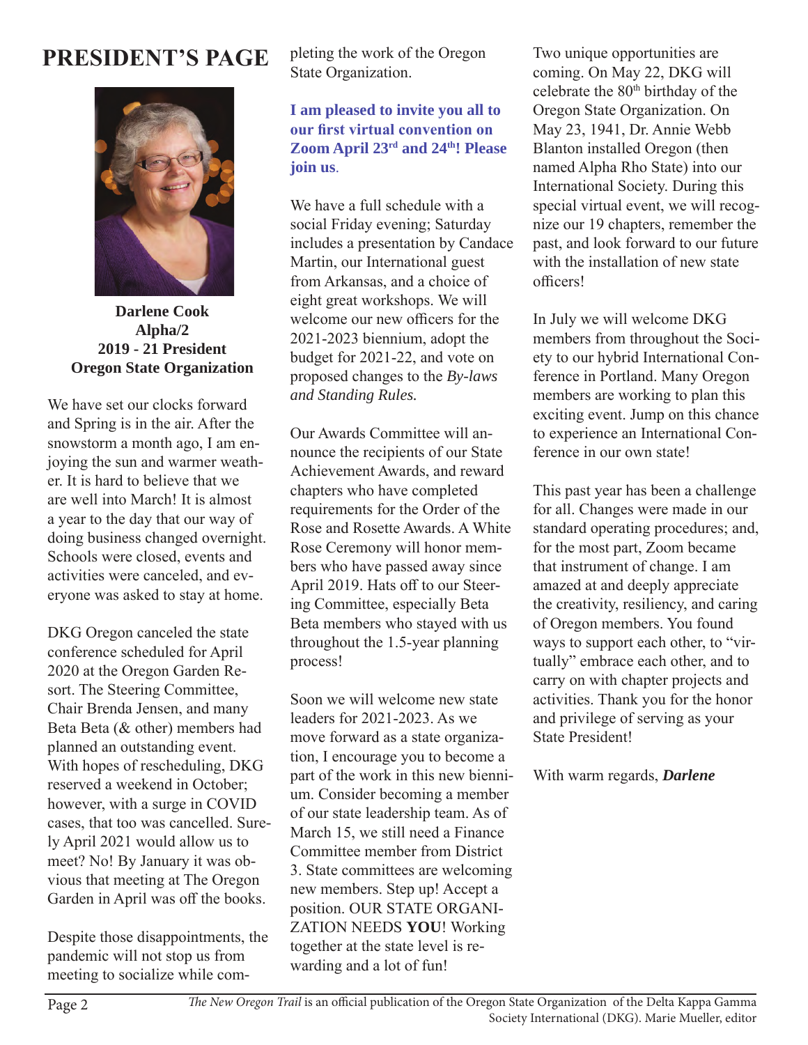# PRESIDENT'S PAGE

**Darlene Cook**
**Alpha/2**
**2019 - 21 President**
**Oregon State Organization**

We have set our clocks forward and Spring is in the air. After the snowstorm a month ago, I am enjoying the sun and warmer weather. It is hard to believe that we are well into March! It is almost a year to the day that our way of doing business changed overnight. Schools were closed, events and activities were canceled, and everyone was asked to stay at home.

DKG Oregon canceled the state conference scheduled for April 2020 at the Oregon Garden Resort. The Steering Committee, Chair Brenda Jensen, and many Beta Beta (& other) members had planned an outstanding event. With hopes of rescheduling, DKG reserved a weekend in October; however, with a surge in COVID cases, that too was cancelled. Surely April 2021 would allow us to meet? No! By January it was obvious that meeting at The Oregon Garden in April was off the books.

Despite those disappointments, the pandemic will not stop us from meeting to socialize while completing the work of the Oregon State Organization.

**I am pleased to invite you all to our first virtual convention on Zoom April 23rd and 24th! Please join us.**

We have a full schedule with a social Friday evening; Saturday includes a presentation by Candace Martin, our International guest from Arkansas, and a choice of eight great workshops. We will welcome our new officers for the 2021-2023 biennium, adopt the budget for 2021-22, and vote on proposed changes to the *By-laws and Standing Rules.*

Our Awards Committee will announce the recipients of our State Achievement Awards, and reward chapters who have completed requirements for the Order of the Rose and Rosette Awards. A White Rose Ceremony will honor members who have passed away since April 2019. Hats off to our Steering Committee, especially Beta Beta members who stayed with us throughout the 1.5-year planning process!

Soon we will welcome new state leaders for 2021-2023. As we move forward as a state organization, I encourage you to become a part of the work in this new biennium. Consider becoming a member of our state leadership team. As of March 15, we still need a Finance Committee member from District 3. State committees are welcoming new members. Step up! Accept a position. OUR STATE ORGANIZATION NEEDS **YOU**! Working together at the state level is rewarding and a lot of fun!

Two unique opportunities are coming. On May 22, DKG will celebrate the 80th birthday of the Oregon State Organization. On May 23, 1941, Dr. Annie Webb Blanton installed Oregon (then named Alpha Rho State) into our International Society. During this special virtual event, we will recognize our 19 chapters, remember the past, and look forward to our future with the installation of new state officers!

In July we will welcome DKG members from throughout the Society to our hybrid International Conference in Portland. Many Oregon members are working to plan this exciting event. Jump on this chance to experience an International Conference in our own state!

This past year has been a challenge for all. Changes were made in our standard operating procedures; and, for the most part, Zoom became that instrument of change. I am amazed at and deeply appreciate the creativity, resiliency, and caring of Oregon members. You found ways to support each other, to "virtually" embrace each other, and to carry on with chapter projects and activities. Thank you for the honor and privilege of serving as your State President!

With warm regards, ***Darlene***

*The New Oregon Trail* is an official publication of the Oregon State Organization of the Delta Kappa Gamma Society International (DKG). Marie Mueller, editor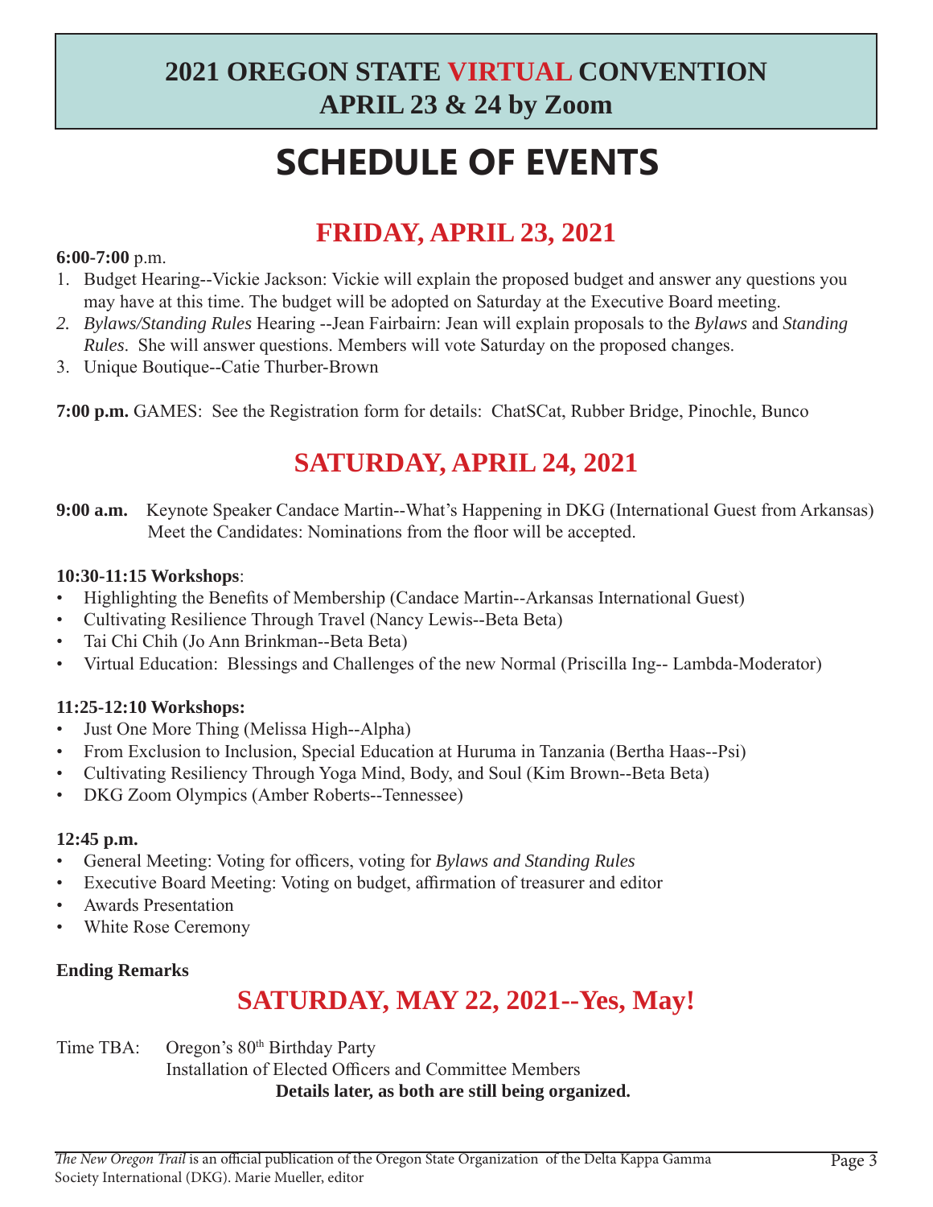# 2021 OREGON STATE VIRTUAL CONVENTION
# APRIL 23 & 24 by Zoom

# SCHEDULE OF EVENTS

## FRIDAY, APRIL 23, 2021

**6:00-7:00** p.m.

1. Budget Hearing--Vickie Jackson: Vickie will explain the proposed budget and answer any questions you may have at this time. The budget will be adopted on Saturday at the Executive Board meeting.
2. *Bylaws/Standing Rules* Hearing --Jean Fairbairn: Jean will explain proposals to the *Bylaws* and *Standing Rules*. She will answer questions. Members will vote Saturday on the proposed changes.
3. Unique Boutique--Catie Thurber-Brown

**7:00 p.m.** GAMES: See the Registration form for details: ChatSCat, Rubber Bridge, Pinochle, Bunco

## SATURDAY, APRIL 24, 2021

**9:00 a.m.** Keynote Speaker Candace Martin--What's Happening in DKG (International Guest from Arkansas)
Meet the Candidates: Nominations from the floor will be accepted.

**10:30-11:15 Workshops**:

- Highlighting the Benefits of Membership (Candace Martin--Arkansas International Guest)
- Cultivating Resilience Through Travel (Nancy Lewis--Beta Beta)
- Tai Chi Chih (Jo Ann Brinkman--Beta Beta)
- Virtual Education: Blessings and Challenges of the new Normal (Priscilla Ing-- Lambda-Moderator)

**11:25-12:10 Workshops:**

- Just One More Thing (Melissa High--Alpha)
- From Exclusion to Inclusion, Special Education at Huruma in Tanzania (Bertha Haas--Psi)
- Cultivating Resiliency Through Yoga Mind, Body, and Soul (Kim Brown--Beta Beta)
- DKG Zoom Olympics (Amber Roberts--Tennessee)

**12:45 p.m.**

- General Meeting: Voting for officers, voting for *Bylaws and Standing Rules*
- Executive Board Meeting: Voting on budget, affirmation of treasurer and editor
- Awards Presentation
- White Rose Ceremony

**Ending Remarks**

## SATURDAY, MAY 22, 2021--Yes, May!

Time TBA: Oregon's 80th Birthday Party
Installation of Elected Officers and Committee Members

**Details later, as both are still being organized.**

*The New Oregon Trail* is an official publication of the Oregon State Organization of the Delta Kappa Gamma Society International (DKG). Marie Mueller, editor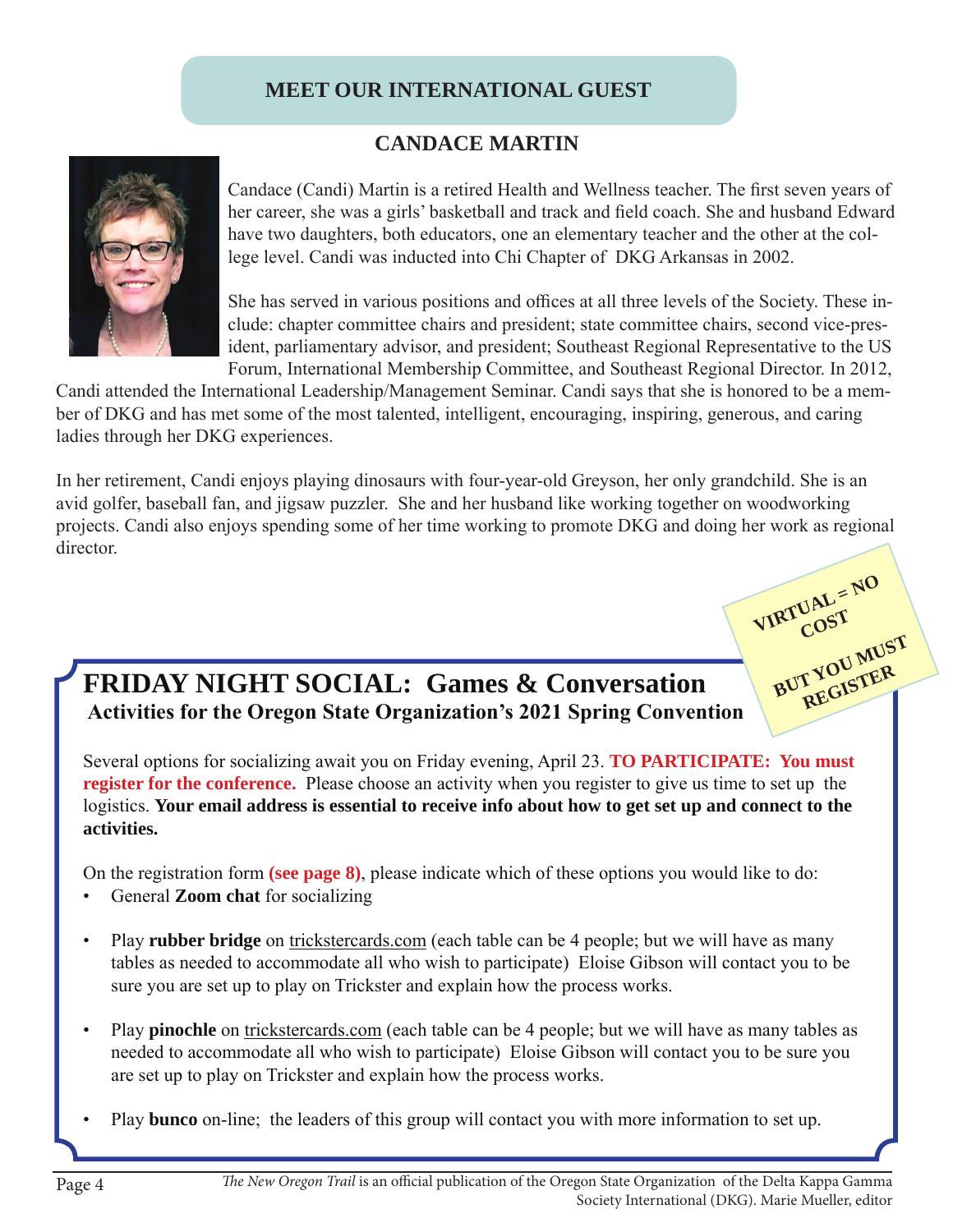## MEET OUR INTERNATIONAL GUEST

### CANDACE MARTIN

Candace (Candi) Martin is a retired Health and Wellness teacher. The first seven years of her career, she was a girls' basketball and track and field coach. She and husband Edward have two daughters, both educators, one an elementary teacher and the other at the college level. Candi was inducted into Chi Chapter of DKG Arkansas in 2002.

She has served in various positions and offices at all three levels of the Society. These include: chapter committee chairs and president; state committee chairs, second vice-president, parliamentary advisor, and president; Southeast Regional Representative to the US Forum, International Membership Committee, and Southeast Regional Director. In 2012, Candi attended the International Leadership/Management Seminar. Candi says that she is honored to be a member of DKG and has met some of the most talented, intelligent, encouraging, inspiring, generous, and caring ladies through her DKG experiences.

In her retirement, Candi enjoys playing dinosaurs with four-year-old Greyson, her only grandchild. She is an avid golfer, baseball fan, and jigsaw puzzler. She and her husband like working together on woodworking projects. Candi also enjoys spending some of her time working to promote DKG and doing her work as regional director.

**VIRTUAL = NO COST**

**BUT YOU MUST REGISTER**

## FRIDAY NIGHT SOCIAL: Games & Conversation

### Activities for the Oregon State Organization's 2021 Spring Convention

Several options for socializing await you on Friday evening, April 23. **TO PARTICIPATE: You must register for the conference.** Please choose an activity when you register to give us time to set up the logistics. **Your email address is essential to receive info about how to get set up and connect to the activities.**

On the registration form **(see page 8)**, please indicate which of these options you would like to do:

- General **Zoom chat** for socializing
- Play **rubber bridge** on trickstercards.com (each table can be 4 people; but we will have as many tables as needed to accommodate all who wish to participate) Eloise Gibson will contact you to be sure you are set up to play on Trickster and explain how the process works.
- Play **pinochle** on trickstercards.com (each table can be 4 people; but we will have as many tables as needed to accommodate all who wish to participate) Eloise Gibson will contact you to be sure you are set up to play on Trickster and explain how the process works.
- Play **bunco** on-line; the leaders of this group will contact you with more information to set up.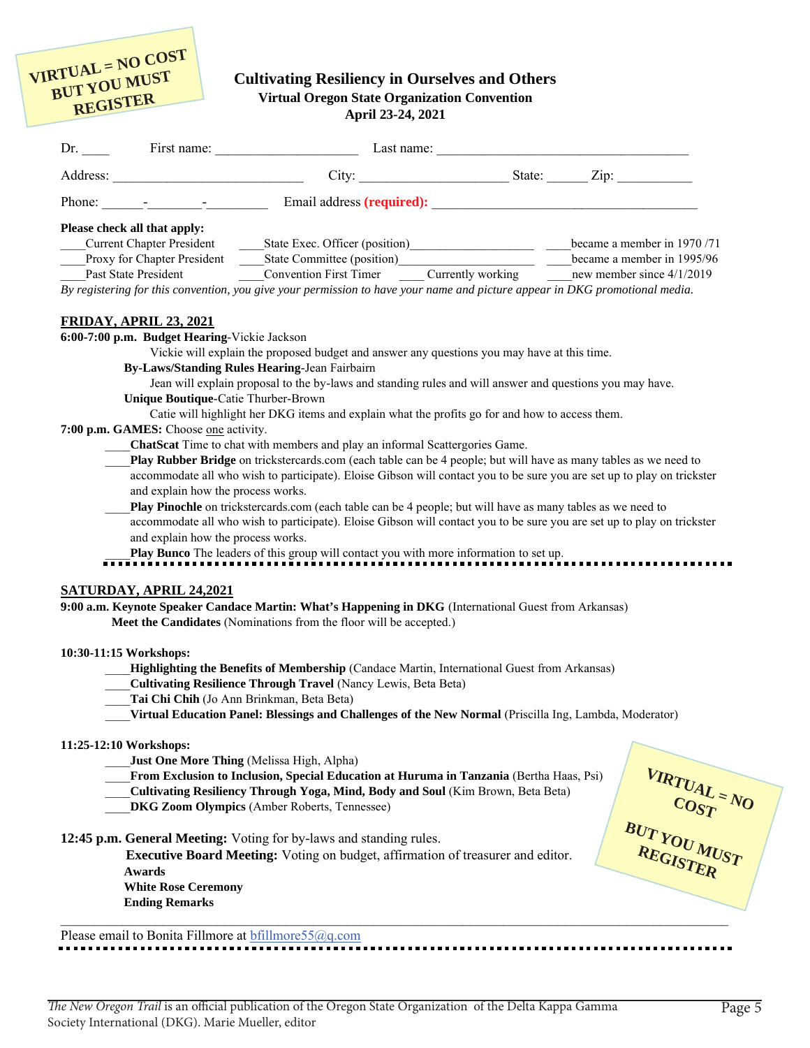**VIRTUAL = NO COST BUT YOU MUST REGISTER**

## Cultivating Resiliency in Ourselves and Others

### Virtual Oregon State Organization Convention

### April 23-24, 2021

Dr. ____ First name: ____________________ Last name: ____________________________________

Address: ____________________________ City: _____________________ State: ______ Zip: ___________

Phone: ______-________-_________ Email address **(required):** ______________________________________

**Please check all that apply:**

____Current Chapter President ____State Exec. Officer (position)____________________ ____became a member in 1970 /71

____Proxy for Chapter President ____State Committee (position)____________________ ____became a member in 1995/96

____Past State President ____Convention First Timer ____ Currently working ____new member since 4/1/2019

*By registering for this convention, you give your permission to have your name and picture appear in DKG promotional media.*

**FRIDAY, APRIL 23, 2021**

**6:00-7:00 p.m. Budget Hearing**-Vickie Jackson

Vickie will explain the proposed budget and answer any questions you may have at this time.

**By-Laws/Standing Rules Hearing**-Jean Fairbairn

Jean will explain proposal to the by-laws and standing rules and will answer and questions you may have.

**Unique Boutique**-Catie Thurber-Brown

Catie will highlight her DKG items and explain what the profits go for and how to access them.

**7:00 p.m. GAMES:** Choose one activity.

____**ChatScat** Time to chat with members and play an informal Scattergories Game.

____**Play Rubber Bridge** on trickstercards.com (each table can be 4 people; but will have as many tables as we need to accommodate all who wish to participate). Eloise Gibson will contact you to be sure you are set up to play on trickster and explain how the process works.

____**Play Pinochle** on trickstercards.com (each table can be 4 people; but will have as many tables as we need to accommodate all who wish to participate). Eloise Gibson will contact you to be sure you are set up to play on trickster and explain how the process works.

____**Play Bunco** The leaders of this group will contact you with more information to set up.

**SATURDAY, APRIL 24,2021**

**9:00 a.m. Keynote Speaker Candace Martin: What's Happening in DKG** (International Guest from Arkansas)

**Meet the Candidates** (Nominations from the floor will be accepted.)

**10:30-11:15 Workshops:**

____**Highlighting the Benefits of Membership** (Candace Martin, International Guest from Arkansas)

____**Cultivating Resilience Through Travel** (Nancy Lewis, Beta Beta)

____**Tai Chi Chih** (Jo Ann Brinkman, Beta Beta)

____**Virtual Education Panel: Blessings and Challenges of the New Normal** (Priscilla Ing, Lambda, Moderator)

**11:25-12:10 Workshops:**

____**Just One More Thing** (Melissa High, Alpha)

____**From Exclusion to Inclusion, Special Education at Huruma in Tanzania** (Bertha Haas, Psi)

____**Cultivating Resiliency Through Yoga, Mind, Body and Soul** (Kim Brown, Beta Beta)

____**DKG Zoom Olympics** (Amber Roberts, Tennessee)

**12:45 p.m. General Meeting:** Voting for by-laws and standing rules.

**Executive Board Meeting:** Voting on budget, affirmation of treasurer and editor.

**Awards**

**White Rose Ceremony**

**Ending Remarks**

**VIRTUAL = NO COST BUT YOU MUST REGISTER**

Please email to Bonita Fillmore at bfillmore55@q.com

*The New Oregon Trail* is an official publication of the Oregon State Organization of the Delta Kappa Gamma Society International (DKG). Marie Mueller, editor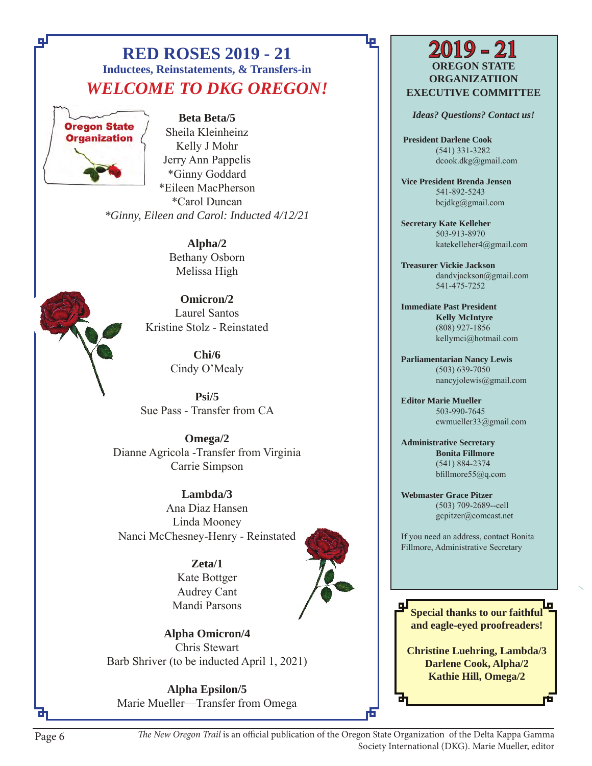# RED ROSES 2019 - 21

**Inductees, Reinstatements, & Transfers-in**

## *WELCOME TO DKG OREGON!*

Oregon State Organization

**Beta Beta/5**
Sheila Kleinheinz
Kelly J Mohr
Jerry Ann Pappelis
*Ginny Goddard
*Eileen MacPherson
*Carol Duncan
*Ginny, Eileen and Carol: Inducted 4/12/21*

**Alpha/2**
Bethany Osborn
Melissa High

**Omicron/2**
Laurel Santos
Kristine Stolz - Reinstated

**Chi/6**
Cindy O'Mealy

**Psi/5**
Sue Pass - Transfer from CA

**Omega/2**
Dianne Agricola -Transfer from Virginia
Carrie Simpson

**Lambda/3**
Ana Diaz Hansen
Linda Mooney
Nanci McChesney-Henry - Reinstated

**Zeta/1**
Kate Bottger
Audrey Cant
Mandi Parsons

**Alpha Omicron/4**
Chris Stewart
Barb Shriver (to be inducted April 1, 2021)

**Alpha Epsilon/5**
Marie Mueller—Transfer from Omega

## 2019 - 21 OREGON STATE ORGANIZATIION EXECUTIVE COMMITTEE

***Ideas? Questions? Contact us!***

**President Darlene Cook**
(541) 331-3282
dcook.dkg@gmail.com

**Vice President Brenda Jensen**
541-892-5243
bcjdkg@gmail.com

**Secretary Kate Kelleher**
503-913-8970
katekelleher4@gmail.com

**Treasurer Vickie Jackson**
dandvjackson@gmail.com
541-475-7252

**Immediate Past President**
**Kelly McIntyre**
(808) 927-1856
kellymci@hotmail.com

**Parliamentarian Nancy Lewis**
(503) 639-7050
nancyjolewis@gmail.com

**Editor Marie Mueller**
503-990-7645
cwmueller33@gmail.com

**Administrative Secretary**
**Bonita Fillmore**
(541) 884-2374
bfillmore55@q.com

**Webmaster Grace Pitzer**
(503) 709-2689--cell
gcpitzer@comcast.net

If you need an address, contact Bonita Fillmore, Administrative Secretary

**Special thanks to our faithful and eagle-eyed proofreaders!**

**Christine Luehring, Lambda/3**
**Darlene Cook, Alpha/2**
**Kathie Hill, Omega/2**

*The New Oregon Trail* is an official publication of the Oregon State Organization of the Delta Kappa Gamma Society International (DKG). Marie Mueller, editor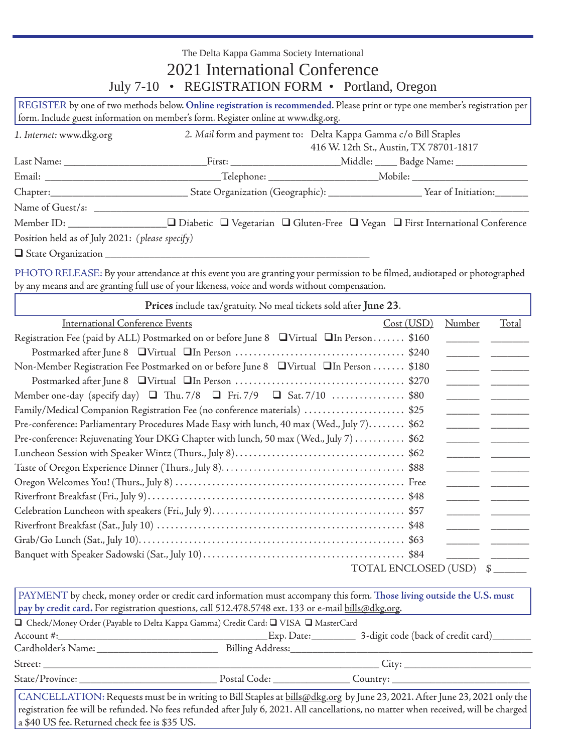The Delta Kappa Gamma Society International

# 2021 International Conference

## July 7-10 • REGISTRATION FORM • Portland, Oregon

REGISTER by one of two methods below. **Online registration is recommended.** Please print or type one member's registration per form. Include guest information on member's form. Register online at www.dkg.org.

1. *Internet*: www.dkg.org

2. *Mail* form and payment to: Delta Kappa Gamma c/o Bill Staples
416 W. 12th St., Austin, TX 78701-1817

Last Name: ____________________________First: _____________________Middle: ____ Badge Name: ______________

Email: __________________________________Telephone: ______________________Mobile: _______________________

Chapter:___________________________ State Organization (Geographic): __________________ Year of Initiation:_______

Name of Guest/s: ______________________________________________________________________________

Member ID: ___________________ ❑ Diabetic ❑ Vegetarian ❑ Gluten-Free ❑ Vegan ❑ First International Conference

Position held as of July 2021: *(please specify)*

❑ State Organization _____________________________________________________

PHOTO RELEASE: By your attendance at this event you are granting your permission to be filmed, audiotaped or photographed by any means and are granting full use of your likeness, voice and words without compensation.

**Prices** include tax/gratuity. No meal tickets sold after **June 23**.

| International Conference Events | Cost (USD) | Number | Total |
|---|---|---|---|
| Registration Fee (paid by ALL) Postmarked on or before June 8 ❑Virtual ❑In Person | $160 | ______ | _______ |
| Postmarked after June 8 ❑Virtual ❑In Person | $240 | ______ | _______ |
| Non-Member Registration Fee Postmarked on or before June 8 ❑Virtual ❑In Person | $180 | ______ | _______ |
| Postmarked after June 8 ❑Virtual ❑In Person | $270 | ______ | _______ |
| Member one-day (specify day) ❑ Thu. 7/8 ❑ Fri. 7/9 ❑ Sat. 7/10 | $80 | ______ | _______ |
| Family/Medical Companion Registration Fee (no conference materials) | $25 | ______ | _______ |
| Pre-conference: Parliamentary Procedures Made Easy with lunch, 40 max (Wed., July 7) | $62 | ______ | _______ |
| Pre-conference: Rejuvenating Your DKG Chapter with lunch, 50 max (Wed., July 7) | $62 | ______ | _______ |
| Luncheon Session with Speaker Wintz (Thurs., July 8) | $62 | ______ | _______ |
| Taste of Oregon Experience Dinner (Thurs., July 8) | $88 | ______ | _______ |
| Oregon Welcomes You! (Thurs., July 8) | Free | ______ | _______ |
| Riverfront Breakfast (Fri., July 9) | $48 | ______ | _______ |
| Celebration Luncheon with speakers (Fri., July 9) | $57 | ______ | _______ |
| Riverfront Breakfast (Sat., July 10) | $48 | ______ | _______ |
| Grab/Go Lunch (Sat., July 10) | $63 | ______ | _______ |
| Banquet with Speaker Sadowski (Sat., July 10) | $84 | ______ | _______ |
| | | TOTAL ENCLOSED (USD) | $ ______ |

PAYMENT by check, money order or credit card information must accompany this form. **Those living outside the U.S. must pay by credit card.** For registration questions, call 512.478.5748 ext. 133 or e-mail bills@dkg.org.

❑ Check/Money Order (Payable to Delta Kappa Gamma) Credit Card: ❑ VISA ❑ MasterCard

Account #:________________________________________Exp. Date:________ 3-digit code (back of credit card)________

Cardholder's Name:________________________ Billing Address:______________________________________________

Street: ____________________________________________________________________ City: ________________________

State/Province: ___________________________ Postal Code: _______________ Country: __________________________

CANCELLATION: Requests must be in writing to Bill Staples at bills@dkg.org by June 23, 2021. After June 23, 2021 only the registration fee will be refunded. No fees refunded after July 6, 2021. All cancellations, no matter when received, will be charged a $40 US fee. Returned check fee is $35 US.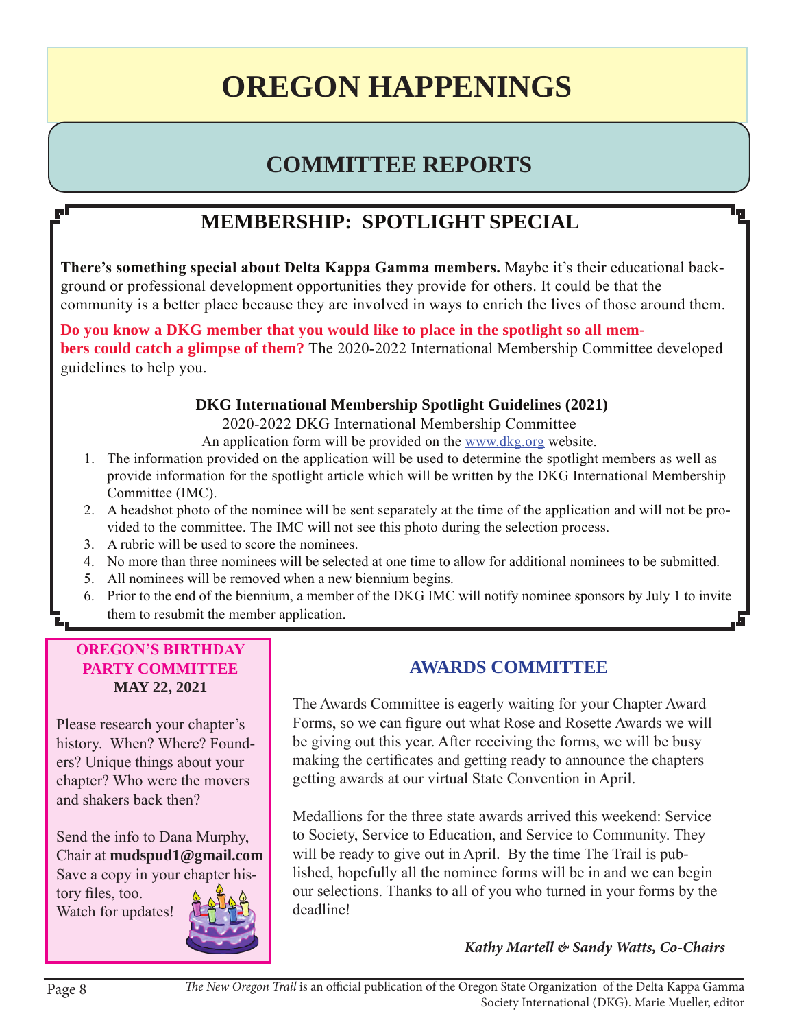# OREGON HAPPENINGS

## COMMITTEE REPORTS

### MEMBERSHIP: SPOTLIGHT SPECIAL

**There's something special about Delta Kappa Gamma members.** Maybe it's their educational background or professional development opportunities they provide for others. It could be that the community is a better place because they are involved in ways to enrich the lives of those around them.

**Do you know a DKG member that you would like to place in the spotlight so all members could catch a glimpse of them?** The 2020-2022 International Membership Committee developed guidelines to help you.

**DKG International Membership Spotlight Guidelines (2021)**

2020-2022 DKG International Membership Committee

An application form will be provided on the www.dkg.org website.

1. The information provided on the application will be used to determine the spotlight members as well as provide information for the spotlight article which will be written by the DKG International Membership Committee (IMC).
2. A headshot photo of the nominee will be sent separately at the time of the application and will not be provided to the committee. The IMC will not see this photo during the selection process.
3. A rubric will be used to score the nominees.
4. No more than three nominees will be selected at one time to allow for additional nominees to be submitted.
5. All nominees will be removed when a new biennium begins.
6. Prior to the end of the biennium, a member of the DKG IMC will notify nominee sponsors by July 1 to invite them to resubmit the member application.

### OREGON'S BIRTHDAY PARTY COMMITTEE

**MAY 22, 2021**

Please research your chapter's history. When? Where? Founders? Unique things about your chapter? Who were the movers and shakers back then?

Send the info to Dana Murphy, Chair at **mudspud1@gmail.com** Save a copy in your chapter history files, too. Watch for updates!

### AWARDS COMMITTEE

The Awards Committee is eagerly waiting for your Chapter Award Forms, so we can figure out what Rose and Rosette Awards we will be giving out this year. After receiving the forms, we will be busy making the certificates and getting ready to announce the chapters getting awards at our virtual State Convention in April.

Medallions for the three state awards arrived this weekend: Service to Society, Service to Education, and Service to Community. They will be ready to give out in April. By the time The Trail is published, hopefully all the nominee forms will be in and we can begin our selections. Thanks to all of you who turned in your forms by the deadline!

***Kathy Martell & Sandy Watts, Co-Chairs***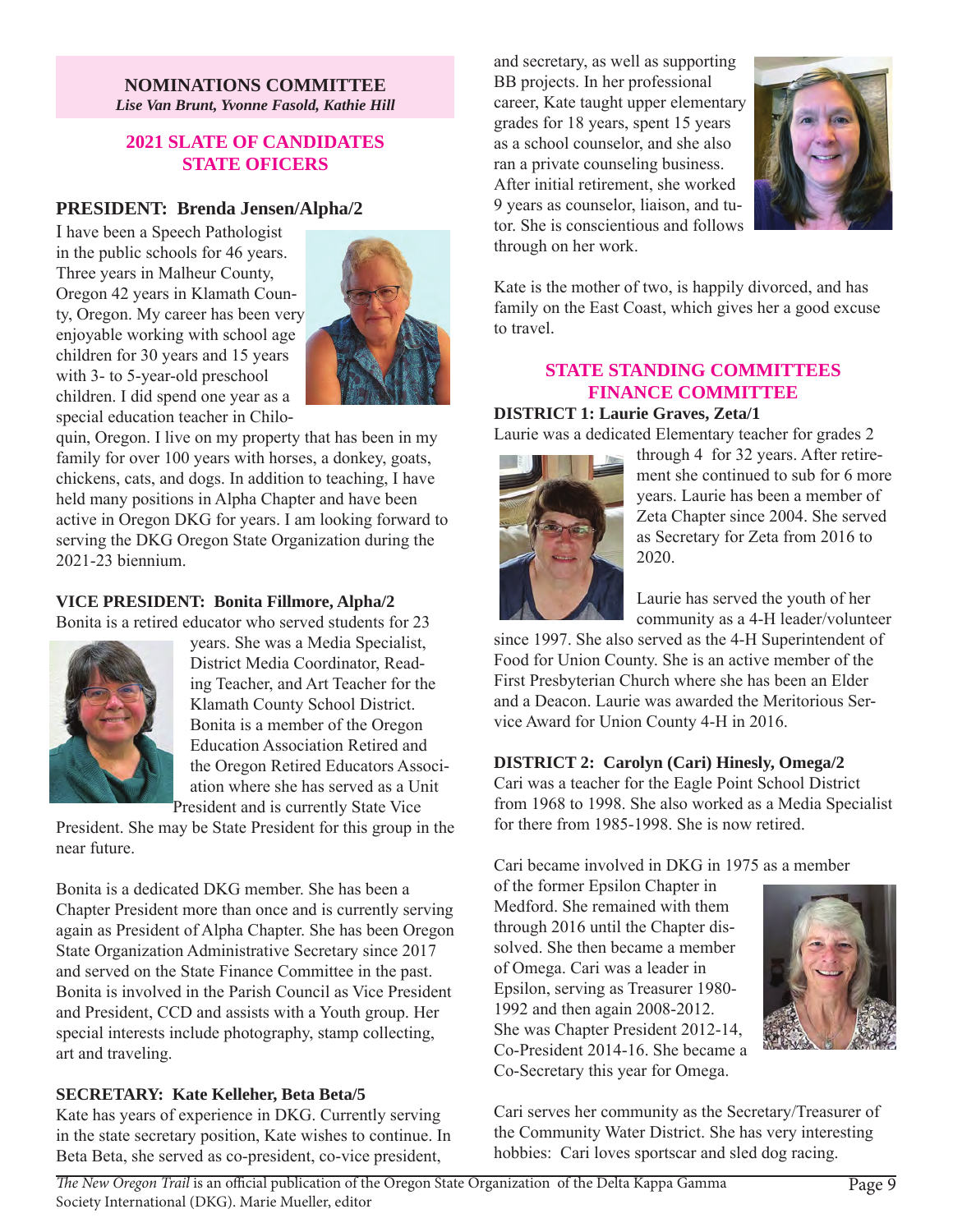## NOMINATIONS COMMITTEE

***Lise Van Brunt, Yvonne Fasold, Kathie Hill***

## 2021 SLATE OF CANDIDATES STATE OFICERS

### PRESIDENT: Brenda Jensen/Alpha/2

I have been a Speech Pathologist in the public schools for 46 years. Three years in Malheur County, Oregon 42 years in Klamath County, Oregon. My career has been very enjoyable working with school age children for 30 years and 15 years with 3- to 5-year-old preschool children. I did spend one year as a special education teacher in Chiloquin, Oregon. I live on my property that has been in my family for over 100 years with horses, a donkey, goats, chickens, cats, and dogs. In addition to teaching, I have held many positions in Alpha Chapter and have been active in Oregon DKG for years. I am looking forward to serving the DKG Oregon State Organization during the 2021-23 biennium.

### VICE PRESIDENT: Bonita Fillmore, Alpha/2

Bonita is a retired educator who served students for 23 years. She was a Media Specialist, District Media Coordinator, Reading Teacher, and Art Teacher for the Klamath County School District. Bonita is a member of the Oregon Education Association Retired and the Oregon Retired Educators Association where she has served as a Unit President and is currently State Vice President. She may be State President for this group in the near future.

Bonita is a dedicated DKG member. She has been a Chapter President more than once and is currently serving again as President of Alpha Chapter. She has been Oregon State Organization Administrative Secretary since 2017 and served on the State Finance Committee in the past. Bonita is involved in the Parish Council as Vice President and President, CCD and assists with a Youth group. Her special interests include photography, stamp collecting, art and traveling.

### SECRETARY: Kate Kelleher, Beta Beta/5

Kate has years of experience in DKG. Currently serving in the state secretary position, Kate wishes to continue. In Beta Beta, she served as co-president, co-vice president, and secretary, as well as supporting BB projects. In her professional career, Kate taught upper elementary grades for 18 years, spent 15 years as a school counselor, and she also ran a private counseling business. After initial retirement, she worked 9 years as counselor, liaison, and tutor. She is conscientious and follows through on her work.

Kate is the mother of two, is happily divorced, and has family on the East Coast, which gives her a good excuse to travel.

## STATE STANDING COMMITTEES FINANCE COMMITTEE

### DISTRICT 1: Laurie Graves, Zeta/1

Laurie was a dedicated Elementary teacher for grades 2 through 4 for 32 years. After retirement she continued to sub for 6 more years. Laurie has been a member of Zeta Chapter since 2004. She served as Secretary for Zeta from 2016 to 2020.

Laurie has served the youth of her community as a 4-H leader/volunteer since 1997. She also served as the 4-H Superintendent of Food for Union County. She is an active member of the First Presbyterian Church where she has been an Elder and a Deacon. Laurie was awarded the Meritorious Service Award for Union County 4-H in 2016.

### DISTRICT 2: Carolyn (Cari) Hinesly, Omega/2

Cari was a teacher for the Eagle Point School District from 1968 to 1998. She also worked as a Media Specialist for there from 1985-1998. She is now retired.

Cari became involved in DKG in 1975 as a member of the former Epsilon Chapter in Medford. She remained with them through 2016 until the Chapter dissolved. She then became a member of Omega. Cari was a leader in Epsilon, serving as Treasurer 1980-1992 and then again 2008-2012. She was Chapter President 2012-14, Co-President 2014-16. She became a Co-Secretary this year for Omega.

Cari serves her community as the Secretary/Treasurer of the Community Water District. She has very interesting hobbies: Cari loves sportscar and sled dog racing.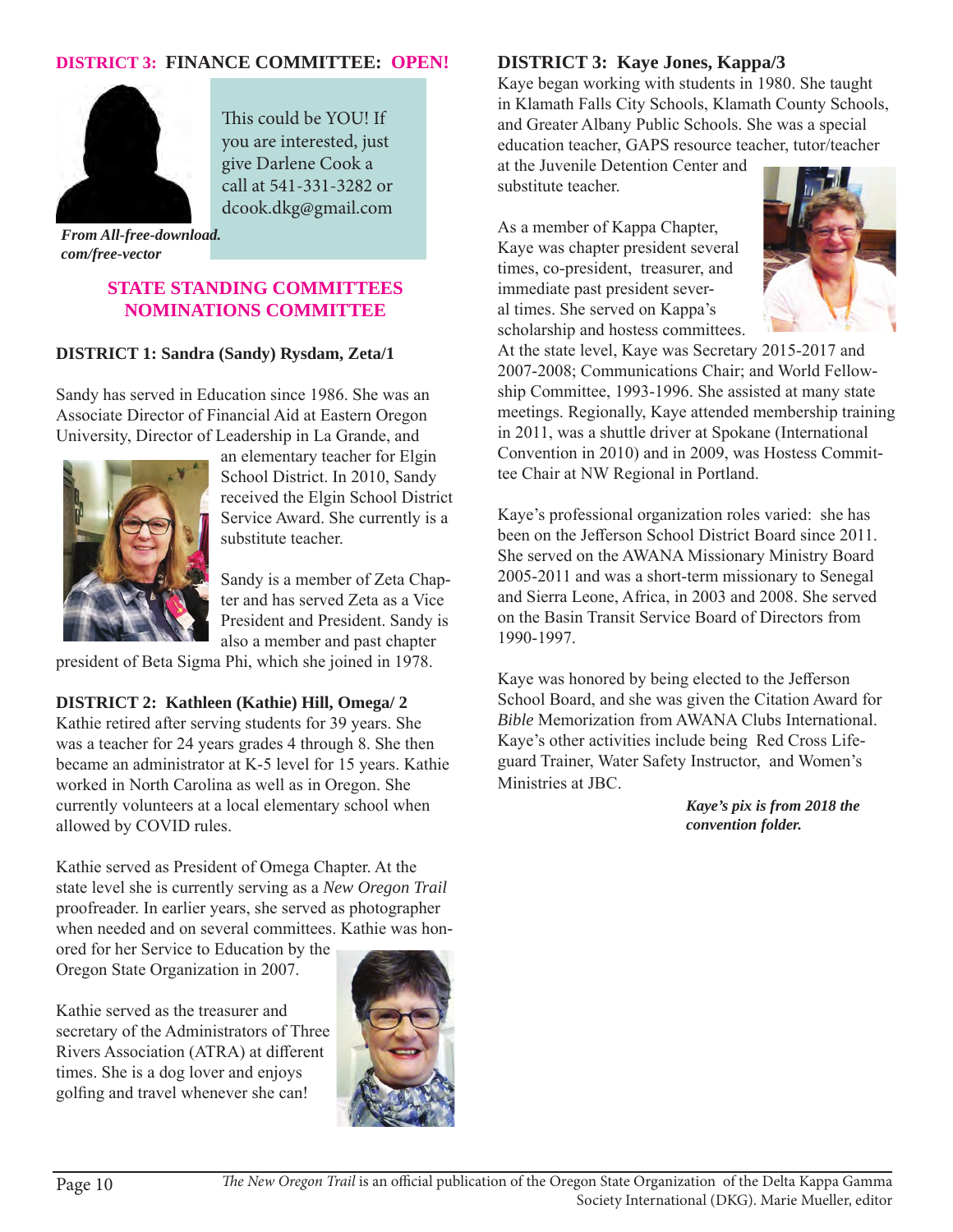## DISTRICT 3: FINANCE COMMITTEE: OPEN!

This could be YOU! If you are interested, just give Darlene Cook a call at 541-331-3282 or dcook.dkg@gmail.com

***From All-free-download.com/free-vector***

## STATE STANDING COMMITTEES NOMINATIONS COMMITTEE

### DISTRICT 1: Sandra (Sandy) Rysdam, Zeta/1

Sandy has served in Education since 1986. She was an Associate Director of Financial Aid at Eastern Oregon University, Director of Leadership in La Grande, and an elementary teacher for Elgin School District. In 2010, Sandy received the Elgin School District Service Award. She currently is a substitute teacher.

Sandy is a member of Zeta Chapter and has served Zeta as a Vice President and President. Sandy is also a member and past chapter president of Beta Sigma Phi, which she joined in 1978.

### DISTRICT 2: Kathleen (Kathie) Hill, Omega/ 2

Kathie retired after serving students for 39 years. She was a teacher for 24 years grades 4 through 8. She then became an administrator at K-5 level for 15 years. Kathie worked in North Carolina as well as in Oregon. She currently volunteers at a local elementary school when allowed by COVID rules.

Kathie served as President of Omega Chapter. At the state level she is currently serving as a *New Oregon Trail* proofreader. In earlier years, she served as photographer when needed and on several committees. Kathie was honored for her Service to Education by the Oregon State Organization in 2007.

Kathie served as the treasurer and secretary of the Administrators of Three Rivers Association (ATRA) at different times. She is a dog lover and enjoys golfing and travel whenever she can!

### DISTRICT 3: Kaye Jones, Kappa/3

Kaye began working with students in 1980. She taught in Klamath Falls City Schools, Klamath County Schools, and Greater Albany Public Schools. She was a special education teacher, GAPS resource teacher, tutor/teacher at the Juvenile Detention Center and substitute teacher.

As a member of Kappa Chapter, Kaye was chapter president several times, co-president, treasurer, and immediate past president several times. She served on Kappa's scholarship and hostess committees. At the state level, Kaye was Secretary 2015-2017 and 2007-2008; Communications Chair; and World Fellowship Committee, 1993-1996. She assisted at many state meetings. Regionally, Kaye attended membership training in 2011, was a shuttle driver at Spokane (International Convention in 2010) and in 2009, was Hostess Committee Chair at NW Regional in Portland.

Kaye's professional organization roles varied: she has been on the Jefferson School District Board since 2011. She served on the AWANA Missionary Ministry Board 2005-2011 and was a short-term missionary to Senegal and Sierra Leone, Africa, in 2003 and 2008. She served on the Basin Transit Service Board of Directors from 1990-1997.

Kaye was honored by being elected to the Jefferson School Board, and she was given the Citation Award for *Bible* Memorization from AWANA Clubs International. Kaye's other activities include being Red Cross Lifeguard Trainer, Water Safety Instructor, and Women's Ministries at JBC.

***Kaye's pix is from 2018 the convention folder.***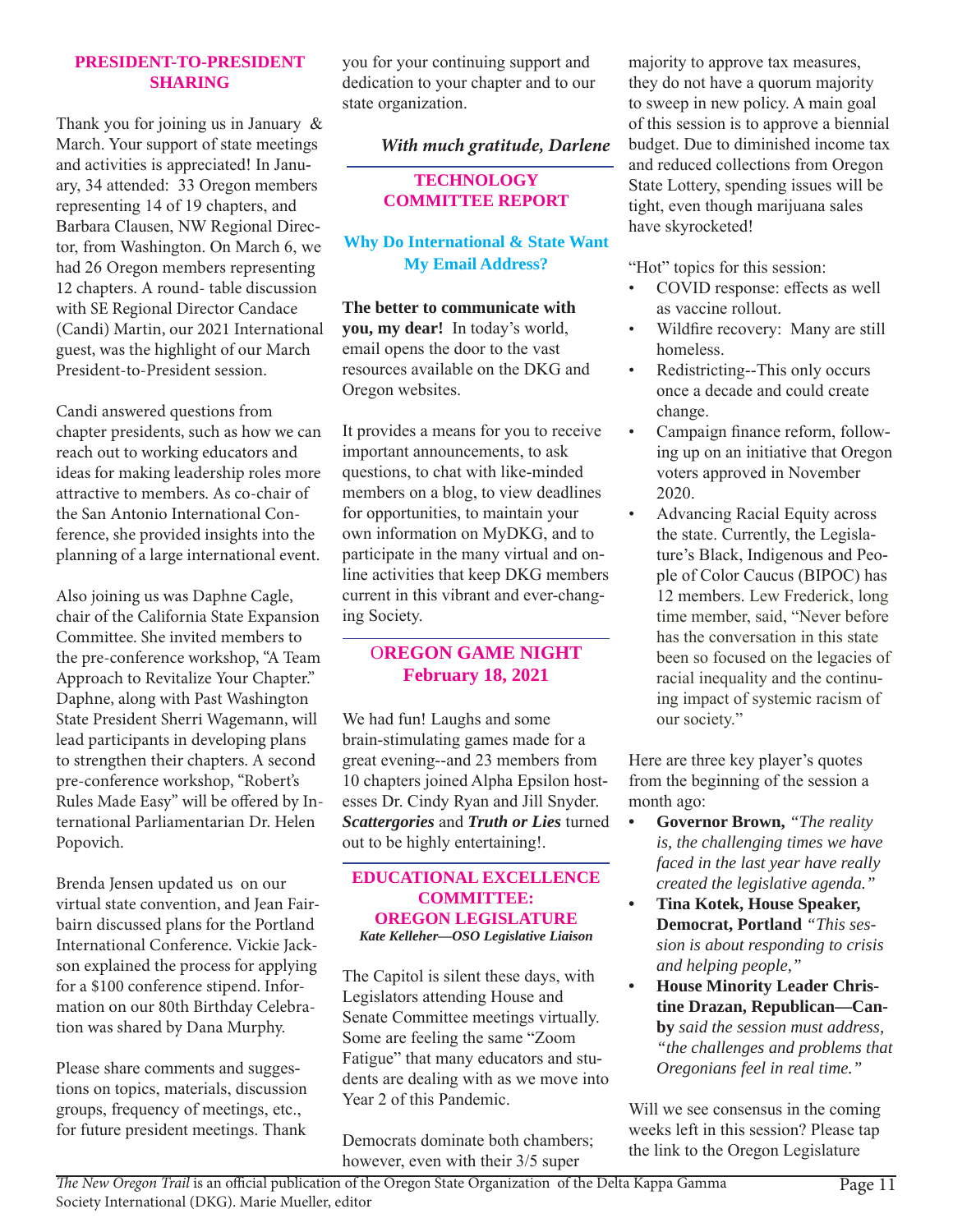## PRESIDENT-TO-PRESIDENT SHARING

Thank you for joining us in January & March. Your support of state meetings and activities is appreciated! In January, 34 attended: 33 Oregon members representing 14 of 19 chapters, and Barbara Clausen, NW Regional Director, from Washington. On March 6, we had 26 Oregon members representing 12 chapters. A round- table discussion with SE Regional Director Candace (Candi) Martin, our 2021 International guest, was the highlight of our March President-to-President session.

Candi answered questions from chapter presidents, such as how we can reach out to working educators and ideas for making leadership roles more attractive to members. As co-chair of the San Antonio International Conference, she provided insights into the planning of a large international event.

Also joining us was Daphne Cagle, chair of the California State Expansion Committee. She invited members to the pre-conference workshop, "A Team Approach to Revitalize Your Chapter." Daphne, along with Past Washington State President Sherri Wagemann, will lead participants in developing plans to strengthen their chapters. A second pre-conference workshop, "Robert's Rules Made Easy" will be offered by International Parliamentarian Dr. Helen Popovich.

Brenda Jensen updated us on our virtual state convention, and Jean Fairbairn discussed plans for the Portland International Conference. Vickie Jackson explained the process for applying for a $100 conference stipend. Information on our 80th Birthday Celebration was shared by Dana Murphy.

Please share comments and suggestions on topics, materials, discussion groups, frequency of meetings, etc., for future president meetings. Thank you for your continuing support and dedication to your chapter and to our state organization.

***With much gratitude, Darlene***

## TECHNOLOGY COMMITTEE REPORT

### Why Do International & State Want My Email Address?

**The better to communicate with you, my dear!** In today's world, email opens the door to the vast resources available on the DKG and Oregon websites.

It provides a means for you to receive important announcements, to ask questions, to chat with like-minded members on a blog, to view deadlines for opportunities, to maintain your own information on MyDKG, and to participate in the many virtual and online activities that keep DKG members current in this vibrant and ever-changing Society.

## OREGON GAME NIGHT February 18, 2021

We had fun! Laughs and some brain-stimulating games made for a great evening--and 23 members from 10 chapters joined Alpha Epsilon hostesses Dr. Cindy Ryan and Jill Snyder. ***Scattergories*** and ***Truth or Lies*** turned out to be highly entertaining!.

## EDUCATIONAL EXCELLENCE COMMITTEE: OREGON LEGISLATURE

***Kate Kelleher—OSO Legislative Liaison***

The Capitol is silent these days, with Legislators attending House and Senate Committee meetings virtually. Some are feeling the same "Zoom Fatigue" that many educators and students are dealing with as we move into Year 2 of this Pandemic.

Democrats dominate both chambers; however, even with their 3/5 super majority to approve tax measures, they do not have a quorum majority to sweep in new policy. A main goal of this session is to approve a biennial budget. Due to diminished income tax and reduced collections from Oregon State Lottery, spending issues will be tight, even though marijuana sales have skyrocketed!

"Hot" topics for this session:

- COVID response: effects as well as vaccine rollout.
- Wildfire recovery: Many are still homeless.
- Redistricting--This only occurs once a decade and could create change.
- Campaign finance reform, following up on an initiative that Oregon voters approved in November 2020.
- Advancing Racial Equity across the state. Currently, the Legislature's Black, Indigenous and People of Color Caucus (BIPOC) has 12 members. Lew Frederick, long time member, said, "Never before has the conversation in this state been so focused on the legacies of racial inequality and the continuing impact of systemic racism of our society."

Here are three key player's quotes from the beginning of the session a month ago:

- **Governor Brown,** *"The reality is, the challenging times we have faced in the last year have really created the legislative agenda."*
- **Tina Kotek, House Speaker, Democrat, Portland** *"This session is about responding to crisis and helping people,"*
- **House Minority Leader Christine Drazan, Republican—Canby** *said the session must address, "the challenges and problems that Oregonians feel in real time."*

Will we see consensus in the coming weeks left in this session? Please tap the link to the Oregon Legislature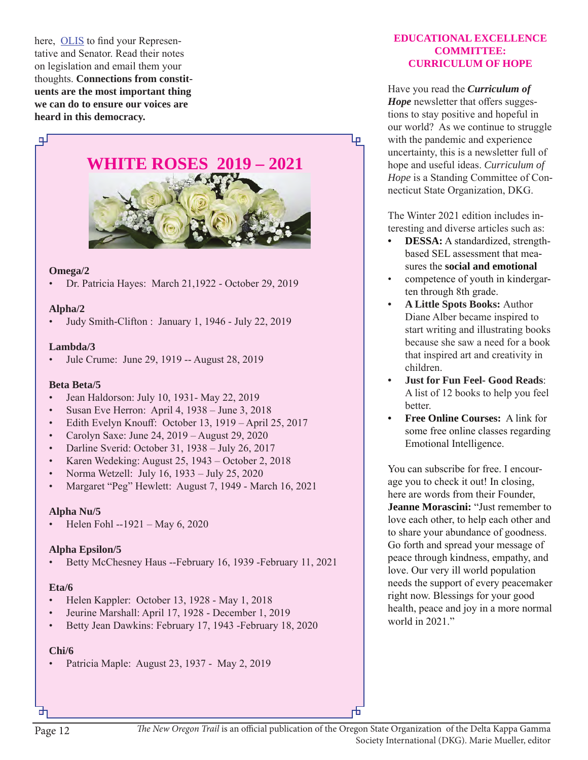here, [OLIS](#) to find your Representative and Senator. Read their notes on legislation and email them your thoughts. **Connections from constituents are the most important thing we can do to ensure our voices are heard in this democracy.**

## WHITE ROSES 2019 – 2021

**Omega/2**

- Dr. Patricia Hayes: March 21,1922 - October 29, 2019

**Alpha/2**

- Judy Smith-Clifton : January 1, 1946 - July 22, 2019

**Lambda/3**

- Jule Crume: June 29, 1919 -- August 28, 2019

**Beta Beta/5**

- Jean Haldorson: July 10, 1931- May 22, 2019
- Susan Eve Herron: April 4, 1938 – June 3, 2018
- Edith Evelyn Knouff: October 13, 1919 – April 25, 2017
- Carolyn Saxe: June 24, 2019 – August 29, 2020
- Darline Sverid: October 31, 1938 – July 26, 2017
- Karen Wedeking: August 25, 1943 – October 2, 2018
- Norma Wetzell: July 16, 1933 – July 25, 2020
- Margaret "Peg" Hewlett: August 7, 1949 - March 16, 2021

**Alpha Nu/5**

- Helen Fohl --1921 – May 6, 2020

**Alpha Epsilon/5**

- Betty McChesney Haus --February 16, 1939 -February 11, 2021

**Eta/6**

- Helen Kappler: October 13, 1928 - May 1, 2018
- Jeurine Marshall: April 17, 1928 - December 1, 2019
- Betty Jean Dawkins: February 17, 1943 -February 18, 2020

**Chi/6**

- Patricia Maple: August 23, 1937 - May 2, 2019

## EDUCATIONAL EXCELLENCE COMMITTEE: CURRICULUM OF HOPE

Have you read the ***Curriculum of Hope*** newsletter that offers suggestions to stay positive and hopeful in our world? As we continue to struggle with the pandemic and experience uncertainty, this is a newsletter full of hope and useful ideas. *Curriculum of Hope* is a Standing Committee of Connecticut State Organization, DKG.

The Winter 2021 edition includes interesting and diverse articles such as:

- **DESSA:** A standardized, strength-based SEL assessment that measures the **social and emotional**
- competence of youth in kindergarten through 8th grade.
- **A Little Spots Books:** Author Diane Alber became inspired to start writing and illustrating books because she saw a need for a book that inspired art and creativity in children.
- **Just for Fun Feel- Good Reads**: A list of 12 books to help you feel better.
- **Free Online Courses:** A link for some free online classes regarding Emotional Intelligence.

You can subscribe for free. I encourage you to check it out! In closing, here are words from their Founder, **Jeanne Morascini:** "Just remember to love each other, to help each other and to share your abundance of goodness. Go forth and spread your message of peace through kindness, empathy, and love. Our very ill world population needs the support of every peacemaker right now. Blessings for your good health, peace and joy in a more normal world in 2021."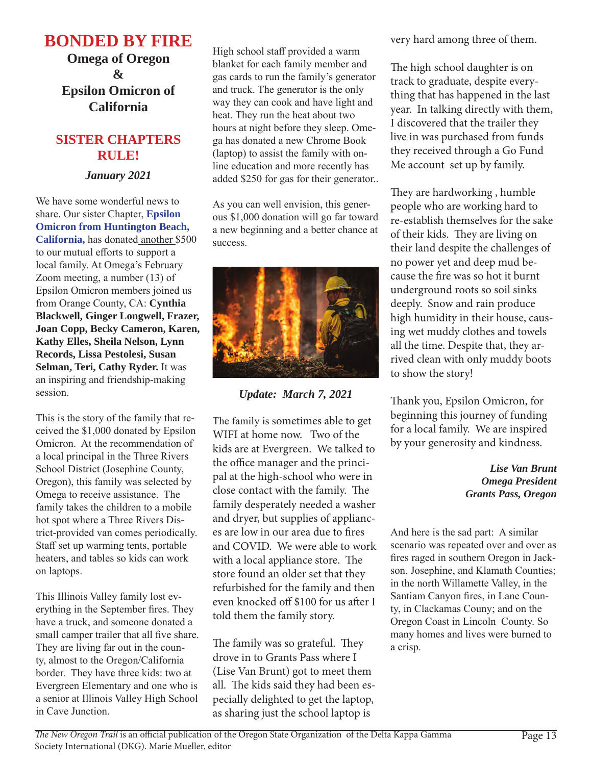# BONDED BY FIRE

## Omega of Oregon & Epsilon Omicron of California

## SISTER CHAPTERS RULE!

***January 2021***

We have some wonderful news to share. Our sister Chapter, **Epsilon Omicron from Huntington Beach, California,** has donated another $500 to our mutual efforts to support a local family. At Omega's February Zoom meeting, a number (13) of Epsilon Omicron members joined us from Orange County, CA: **Cynthia Blackwell, Ginger Longwell, Frazer, Joan Copp, Becky Cameron, Karen, Kathy Elles, Sheila Nelson, Lynn Records, Lissa Pestolesi, Susan Selman, Teri, Cathy Ryder.** It was an inspiring and friendship-making session.

This is the story of the family that received the $1,000 donated by Epsilon Omicron. At the recommendation of a local principal in the Three Rivers School District (Josephine County, Oregon), this family was selected by Omega to receive assistance. The family takes the children to a mobile hot spot where a Three Rivers District-provided van comes periodically. Staff set up warming tents, portable heaters, and tables so kids can work on laptops.

This Illinois Valley family lost everything in the September fires. They have a truck, and someone donated a small camper trailer that all five share. They are living far out in the county, almost to the Oregon/California border. They have three kids: two at Evergreen Elementary and one who is a senior at Illinois Valley High School in Cave Junction.

High school staff provided a warm blanket for each family member and gas cards to run the family's generator and truck. The generator is the only way they can cook and have light and heat. They run the heat about two hours at night before they sleep. Omega has donated a new Chrome Book (laptop) to assist the family with online education and more recently has added $250 for gas for their generator..

As you can well envision, this generous $1,000 donation will go far toward a new beginning and a better chance at success.

***Update: March 7, 2021***

The family is sometimes able to get WIFI at home now. Two of the kids are at Evergreen. We talked to the office manager and the principal at the high-school who were in close contact with the family. The family desperately needed a washer and dryer, but supplies of appliances are low in our area due to fires and COVID. We were able to work with a local appliance store. The store found an older set that they refurbished for the family and then even knocked off $100 for us after I told them the family story.

The family was so grateful. They drove in to Grants Pass where I (Lise Van Brunt) got to meet them all. The kids said they had been especially delighted to get the laptop, as sharing just the school laptop is very hard among three of them.

The high school daughter is on track to graduate, despite everything that has happened in the last year. In talking directly with them, I discovered that the trailer they live in was purchased from funds they received through a Go Fund Me account set up by family.

They are hardworking , humble people who are working hard to re-establish themselves for the sake of their kids. They are living on their land despite the challenges of no power yet and deep mud because the fire was so hot it burnt underground roots so soil sinks deeply. Snow and rain produce high humidity in their house, causing wet muddy clothes and towels all the time. Despite that, they arrived clean with only muddy boots to show the story!

Thank you, Epsilon Omicron, for beginning this journey of funding for a local family. We are inspired by your generosity and kindness.

***Lise Van Brunt***
***Omega President***
***Grants Pass, Oregon***

And here is the sad part: A similar scenario was repeated over and over as fires raged in southern Oregon in Jackson, Josephine, and Klamath Counties; in the north Willamette Valley, in the Santiam Canyon fires, in Lane County, in Clackamas Couny; and on the Oregon Coast in Lincoln County. So many homes and lives were burned to a crisp.

*The New Oregon Trail* is an official publication of the Oregon State Organization of the Delta Kappa Gamma Society International (DKG). Marie Mueller, editor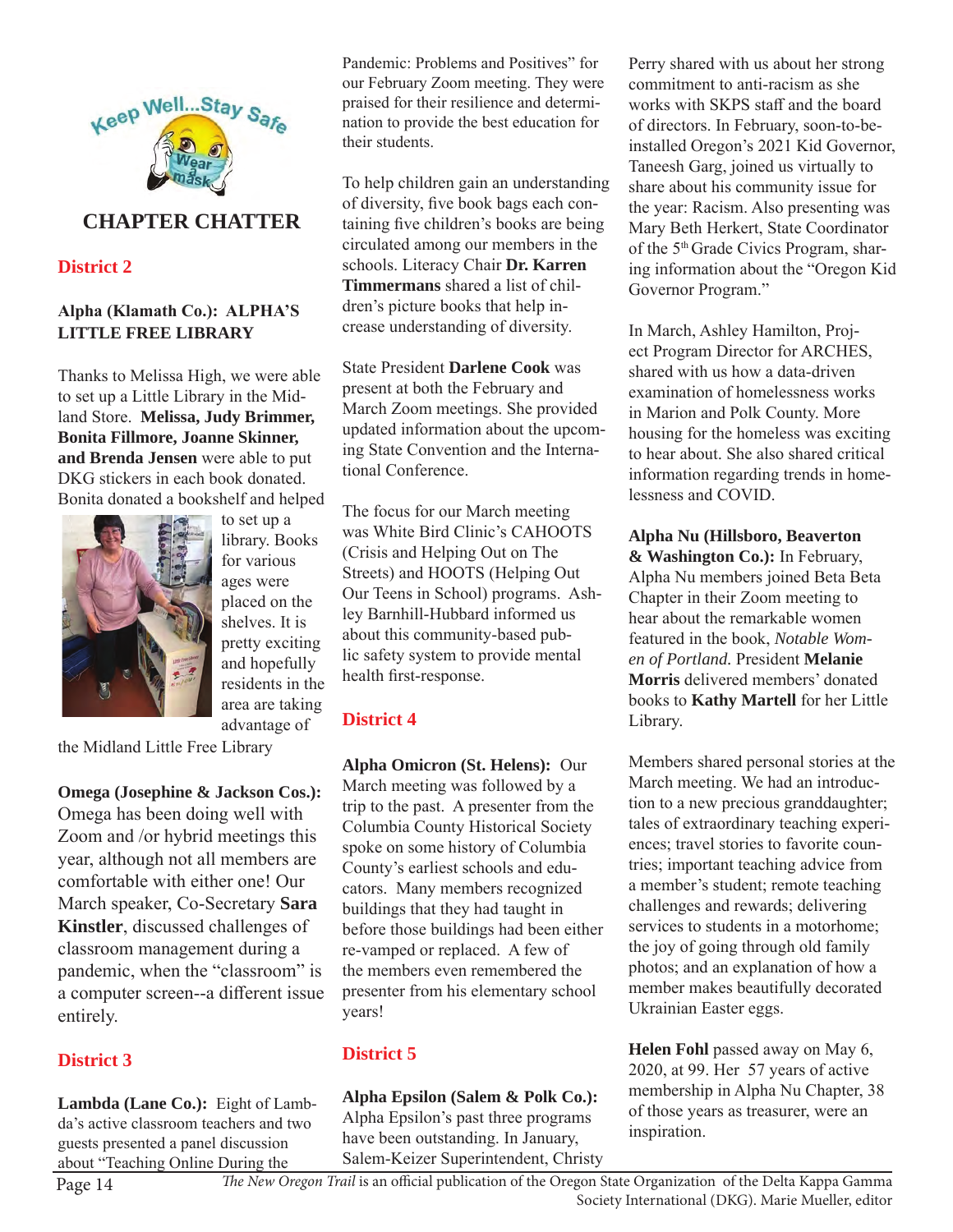Keep Well...Stay Safe

Wear a mask

# CHAPTER CHATTER

## District 2

**Alpha (Klamath Co.): ALPHA'S LITTLE FREE LIBRARY**

Thanks to Melissa High, we were able to set up a Little Library in the Midland Store. **Melissa, Judy Brimmer, Bonita Fillmore, Joanne Skinner, and Brenda Jensen** were able to put DKG stickers in each book donated. Bonita donated a bookshelf and helped to set up a library. Books for various ages were placed on the shelves. It is pretty exciting and hopefully residents in the area are taking advantage of the Midland Little Free Library

**Omega (Josephine & Jackson Cos.):** Omega has been doing well with Zoom and /or hybrid meetings this year, although not all members are comfortable with either one! Our March speaker, Co-Secretary **Sara Kinstler**, discussed challenges of classroom management during a pandemic, when the "classroom" is a computer screen--a different issue entirely.

## District 3

**Lambda (Lane Co.):** Eight of Lambda's active classroom teachers and two guests presented a panel discussion about "Teaching Online During the Pandemic: Problems and Positives" for our February Zoom meeting. They were praised for their resilience and determination to provide the best education for their students.

To help children gain an understanding of diversity, five book bags each containing five children's books are being circulated among our members in the schools. Literacy Chair **Dr. Karren Timmermans** shared a list of children's picture books that help increase understanding of diversity.

State President **Darlene Cook** was present at both the February and March Zoom meetings. She provided updated information about the upcoming State Convention and the International Conference.

The focus for our March meeting was White Bird Clinic's CAHOOTS (Crisis and Helping Out on The Streets) and HOOTS (Helping Out Our Teens in School) programs. Ashley Barnhill-Hubbard informed us about this community-based public safety system to provide mental health first-response.

## District 4

**Alpha Omicron (St. Helens):** Our March meeting was followed by a trip to the past. A presenter from the Columbia County Historical Society spoke on some history of Columbia County's earliest schools and educators. Many members recognized buildings that they had taught in before those buildings had been either re-vamped or replaced. A few of the members even remembered the presenter from his elementary school years!

## District 5

**Alpha Epsilon (Salem & Polk Co.):** Alpha Epsilon's past three programs have been outstanding. In January, Salem-Keizer Superintendent, Christy Perry shared with us about her strong commitment to anti-racism as she works with SKPS staff and the board of directors. In February, soon-to-be-installed Oregon's 2021 Kid Governor, Taneesh Garg, joined us virtually to share about his community issue for the year: Racism. Also presenting was Mary Beth Herkert, State Coordinator of the 5th Grade Civics Program, sharing information about the "Oregon Kid Governor Program."

In March, Ashley Hamilton, Project Program Director for ARCHES, shared with us how a data-driven examination of homelessness works in Marion and Polk County. More housing for the homeless was exciting to hear about. She also shared critical information regarding trends in homelessness and COVID.

**Alpha Nu (Hillsboro, Beaverton & Washington Co.):** In February, Alpha Nu members joined Beta Beta Chapter in their Zoom meeting to hear about the remarkable women featured in the book, *Notable Women of Portland.* President **Melanie Morris** delivered members' donated books to **Kathy Martell** for her Little Library.

Members shared personal stories at the March meeting. We had an introduction to a new precious granddaughter; tales of extraordinary teaching experiences; travel stories to favorite countries; important teaching advice from a member's student; remote teaching challenges and rewards; delivering services to students in a motorhome; the joy of going through old family photos; and an explanation of how a member makes beautifully decorated Ukrainian Easter eggs.

**Helen Fohl** passed away on May 6, 2020, at 99. Her 57 years of active membership in Alpha Nu Chapter, 38 of those years as treasurer, were an inspiration.

*The New Oregon Trail* is an official publication of the Oregon State Organization of the Delta Kappa Gamma Society International (DKG). Marie Mueller, editor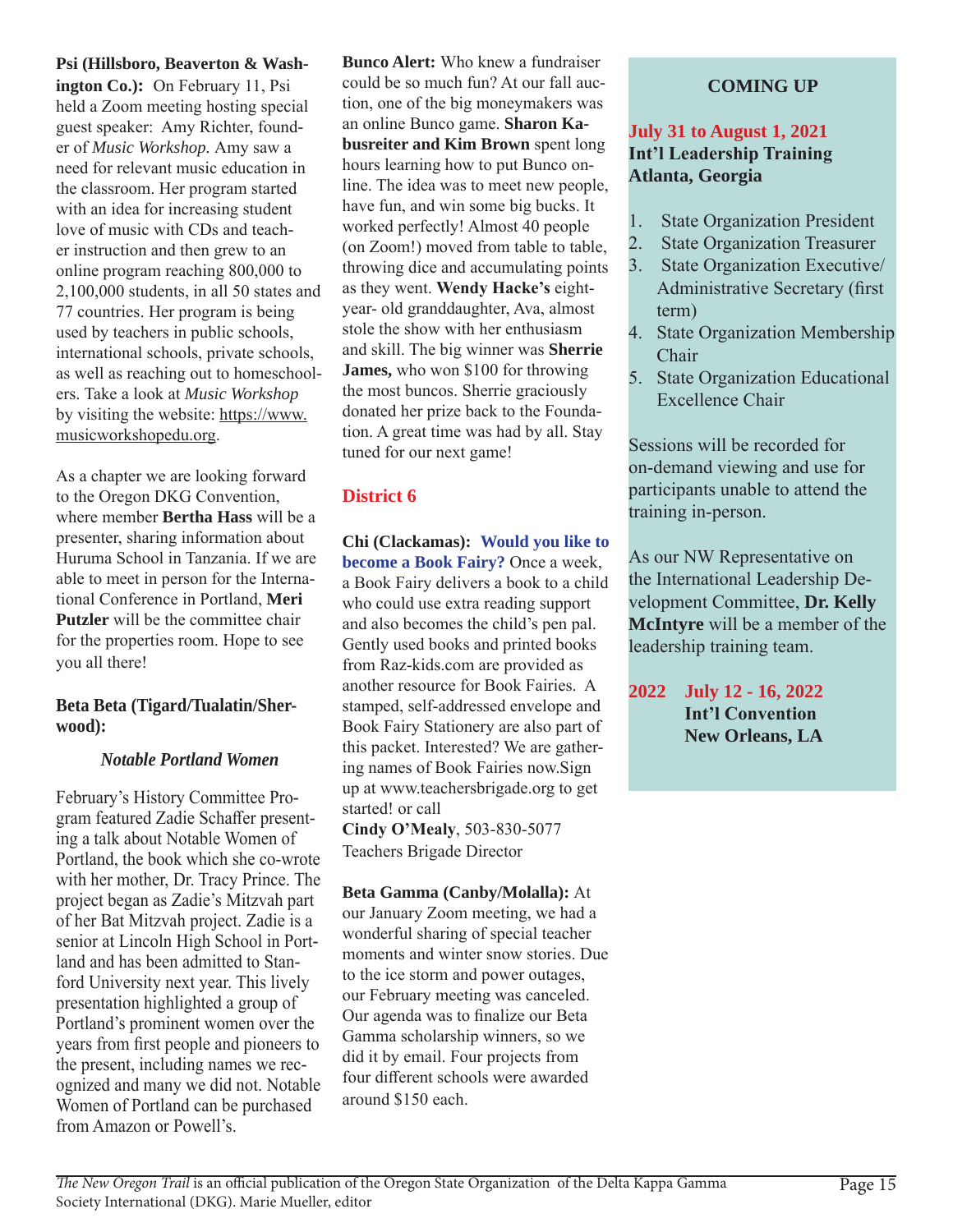**Psi (Hillsboro, Beaverton & Washington Co.):** On February 11, Psi held a Zoom meeting hosting special guest speaker: Amy Richter, founder of *Music Workshop.* Amy saw a need for relevant music education in the classroom. Her program started with an idea for increasing student love of music with CDs and teacher instruction and then grew to an online program reaching 800,000 to 2,100,000 students, in all 50 states and 77 countries. Her program is being used by teachers in public schools, international schools, private schools, as well as reaching out to homeschoolers. Take a look at *Music Workshop* by visiting the website: https://www.musicworkshopedu.org.

As a chapter we are looking forward to the Oregon DKG Convention, where member **Bertha Hass** will be a presenter, sharing information about Huruma School in Tanzania. If we are able to meet in person for the International Conference in Portland, **Meri Putzler** will be the committee chair for the properties room. Hope to see you all there!

**Beta Beta (Tigard/Tualatin/Sherwood):**

***Notable Portland Women***

February's History Committee Program featured Zadie Schaffer presenting a talk about Notable Women of Portland, the book which she co-wrote with her mother, Dr. Tracy Prince. The project began as Zadie's Mitzvah part of her Bat Mitzvah project. Zadie is a senior at Lincoln High School in Portland and has been admitted to Stanford University next year. This lively presentation highlighted a group of Portland's prominent women over the years from first people and pioneers to the present, including names we recognized and many we did not. Notable Women of Portland can be purchased from Amazon or Powell's.

**Bunco Alert:** Who knew a fundraiser could be so much fun? At our fall auction, one of the big moneymakers was an online Bunco game. **Sharon Kabusreiter and Kim Brown** spent long hours learning how to put Bunco online. The idea was to meet new people, have fun, and win some big bucks. It worked perfectly! Almost 40 people (on Zoom!) moved from table to table, throwing dice and accumulating points as they went. **Wendy Hacke's** eight-year- old granddaughter, Ava, almost stole the show with her enthusiasm and skill. The big winner was **Sherrie James,** who won $100 for throwing the most buncos. Sherrie graciously donated her prize back to the Foundation. A great time was had by all. Stay tuned for our next game!

## District 6

**Chi (Clackamas): Would you like to become a Book Fairy?** Once a week, a Book Fairy delivers a book to a child who could use extra reading support and also becomes the child's pen pal. Gently used books and printed books from Raz-kids.com are provided as another resource for Book Fairies. A stamped, self-addressed envelope and Book Fairy Stationery are also part of this packet. Interested? We are gathering names of Book Fairies now.Sign up at www.teachersbrigade.org to get started! or call
**Cindy O'Mealy**, 503-830-5077
Teachers Brigade Director

**Beta Gamma (Canby/Molalla):** At our January Zoom meeting, we had a wonderful sharing of special teacher moments and winter snow stories. Due to the ice storm and power outages, our February meeting was canceled. Our agenda was to finalize our Beta Gamma scholarship winners, so we did it by email. Four projects from four different schools were awarded around $150 each.

### COMING UP

**July 31 to August 1, 2021**
**Int'l Leadership Training**
**Atlanta, Georgia**

1. State Organization President
2. State Organization Treasurer
3. State Organization Executive/ Administrative Secretary (first term)
4. State Organization Membership Chair
5. State Organization Educational Excellence Chair

Sessions will be recorded for on-demand viewing and use for participants unable to attend the training in-person.

As our NW Representative on the International Leadership Development Committee, **Dr. Kelly McIntyre** will be a member of the leadership training team.

**2022 July 12 - 16, 2022**
**Int'l Convention**
**New Orleans, LA**

*The New Oregon Trail* is an official publication of the Oregon State Organization of the Delta Kappa Gamma Society International (DKG). Marie Mueller, editor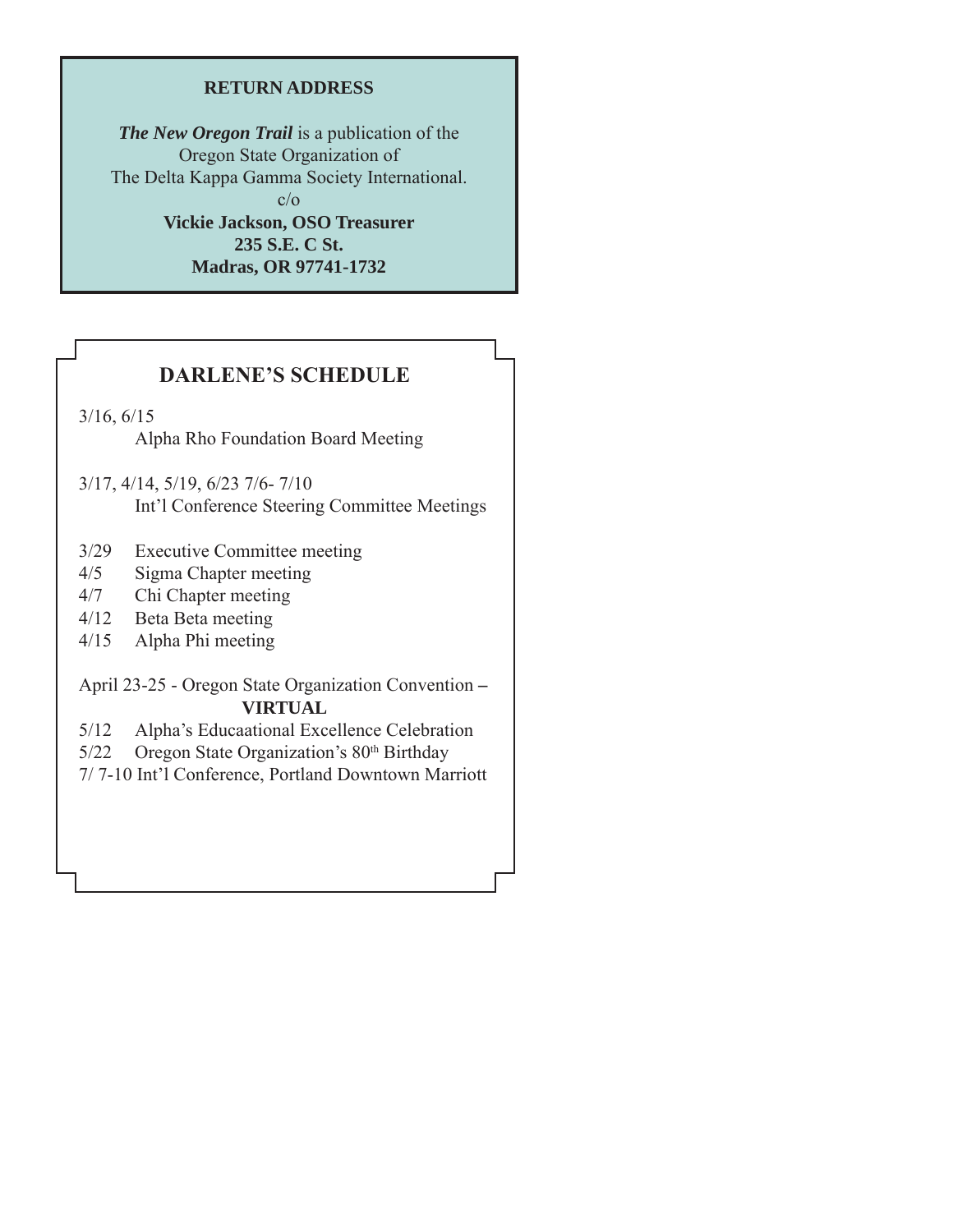**RETURN ADDRESS**

***The New Oregon Trail*** is a publication of the
Oregon State Organization of
The Delta Kappa Gamma Society International.
c/o
**Vickie Jackson, OSO Treasurer**
**235 S.E. C St.**
**Madras, OR 97741-1732**

## DARLENE'S SCHEDULE

3/16, 6/15
Alpha Rho Foundation Board Meeting

3/17, 4/14, 5/19, 6/23 7/6- 7/10
Int'l Conference Steering Committee Meetings

3/29 Executive Committee meeting
4/5 Sigma Chapter meeting
4/7 Chi Chapter meeting
4/12 Beta Beta meeting
4/15 Alpha Phi meeting

April 23-25 - Oregon State Organization Convention – **VIRTUAL**

5/12 Alpha's Educaational Excellence Celebration
5/22 Oregon State Organization's 80th Birthday
7/ 7-10 Int'l Conference, Portland Downtown Marriott